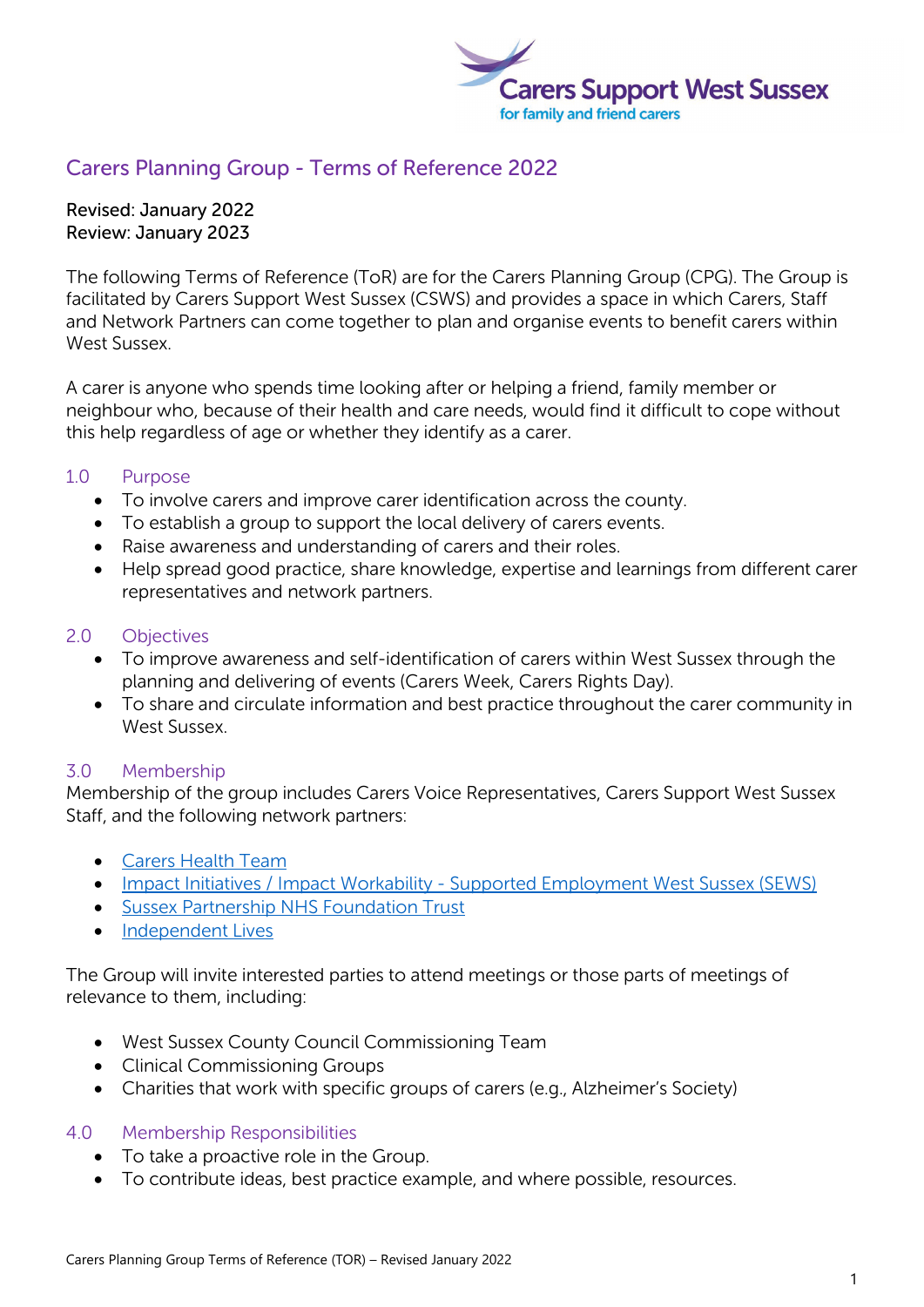Carers Support West Sussex
for family and friend carers

# Carers Planning Group - Terms of Reference 2022

Revised: January 2022
Review: January 2023

The following Terms of Reference (ToR) are for the Carers Planning Group (CPG). The Group is facilitated by Carers Support West Sussex (CSWS) and provides a space in which Carers, Staff and Network Partners can come together to plan and organise events to benefit carers within West Sussex.

A carer is anyone who spends time looking after or helping a friend, family member or neighbour who, because of their health and care needs, would find it difficult to cope without this help regardless of age or whether they identify as a carer.

## 1.0 Purpose

- To involve carers and improve carer identification across the county.
- To establish a group to support the local delivery of carers events.
- Raise awareness and understanding of carers and their roles.
- Help spread good practice, share knowledge, expertise and learnings from different carer representatives and network partners.

## 2.0 Objectives

- To improve awareness and self-identification of carers within West Sussex through the planning and delivering of events (Carers Week, Carers Rights Day).
- To share and circulate information and best practice throughout the carer community in West Sussex.

## 3.0 Membership

Membership of the group includes Carers Voice Representatives, Carers Support West Sussex Staff, and the following network partners:

- Carers Health Team
- Impact Initiatives / Impact Workability - Supported Employment West Sussex (SEWS)
- Sussex Partnership NHS Foundation Trust
- Independent Lives

The Group will invite interested parties to attend meetings or those parts of meetings of relevance to them, including:

- West Sussex County Council Commissioning Team
- Clinical Commissioning Groups
- Charities that work with specific groups of carers (e.g., Alzheimer's Society)

## 4.0 Membership Responsibilities

- To take a proactive role in the Group.
- To contribute ideas, best practice example, and where possible, resources.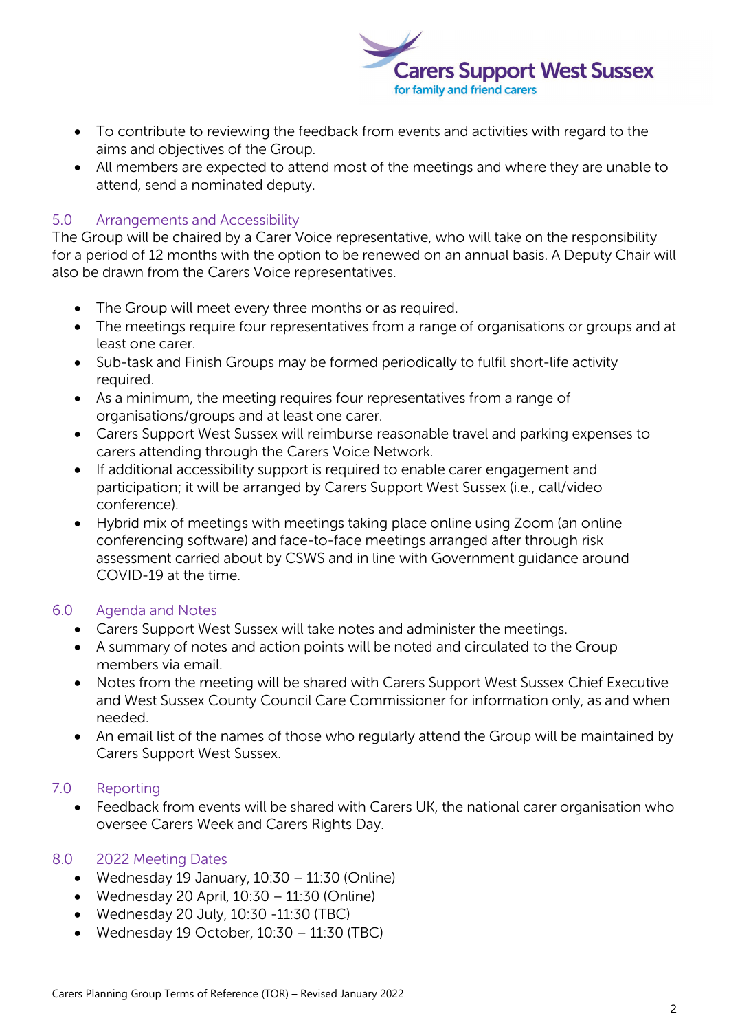- To contribute to reviewing the feedback from events and activities with regard to the aims and objectives of the Group.
- All members are expected to attend most of the meetings and where they are unable to attend, send a nominated deputy.

## 5.0 Arrangements and Accessibility

The Group will be chaired by a Carer Voice representative, who will take on the responsibility for a period of 12 months with the option to be renewed on an annual basis. A Deputy Chair will also be drawn from the Carers Voice representatives.

- The Group will meet every three months or as required.
- The meetings require four representatives from a range of organisations or groups and at least one carer.
- Sub-task and Finish Groups may be formed periodically to fulfil short-life activity required.
- As a minimum, the meeting requires four representatives from a range of organisations/groups and at least one carer.
- Carers Support West Sussex will reimburse reasonable travel and parking expenses to carers attending through the Carers Voice Network.
- If additional accessibility support is required to enable carer engagement and participation; it will be arranged by Carers Support West Sussex (i.e., call/video conference).
- Hybrid mix of meetings with meetings taking place online using Zoom (an online conferencing software) and face-to-face meetings arranged after through risk assessment carried about by CSWS and in line with Government guidance around COVID-19 at the time.

## 6.0 Agenda and Notes

- Carers Support West Sussex will take notes and administer the meetings.
- A summary of notes and action points will be noted and circulated to the Group members via email.
- Notes from the meeting will be shared with Carers Support West Sussex Chief Executive and West Sussex County Council Care Commissioner for information only, as and when needed.
- An email list of the names of those who regularly attend the Group will be maintained by Carers Support West Sussex.

## 7.0 Reporting

- Feedback from events will be shared with Carers UK, the national carer organisation who oversee Carers Week and Carers Rights Day.

## 8.0 2022 Meeting Dates

- Wednesday 19 January, 10:30 – 11:30 (Online)
- Wednesday 20 April, 10:30 – 11:30 (Online)
- Wednesday 20 July, 10:30 -11:30 (TBC)
- Wednesday 19 October, 10:30 – 11:30 (TBC)